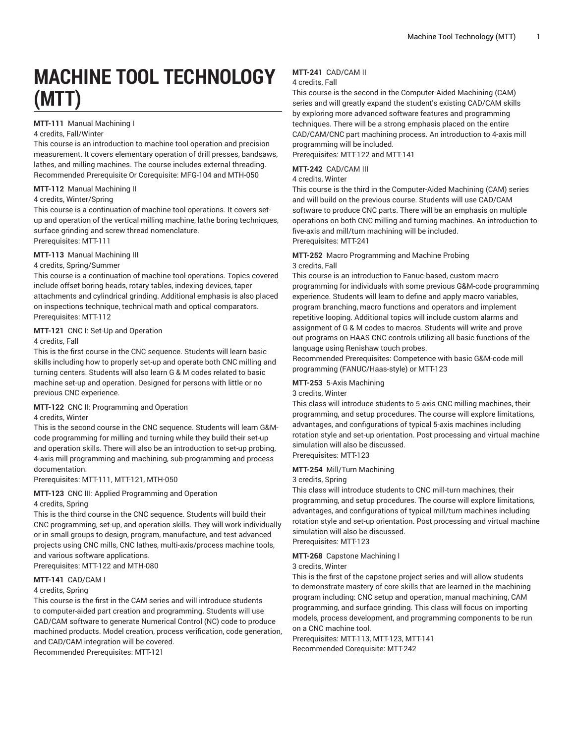# MACHINE TOOL TECHNOLOGY (MTT)

**MTT-111** Manual Machining I
4 credits, Fall/Winter
This course is an introduction to machine tool operation and precision measurement. It covers elementary operation of drill presses, bandsaws, lathes, and milling machines. The course includes external threading.
Recommended Prerequisite Or Corequisite: MFG-104 and MTH-050

**MTT-112** Manual Machining II
4 credits, Winter/Spring
This course is a continuation of machine tool operations. It covers set-up and operation of the vertical milling machine, lathe boring techniques, surface grinding and screw thread nomenclature.
Prerequisites: MTT-111

**MTT-113** Manual Machining III
4 credits, Spring/Summer
This course is a continuation of machine tool operations. Topics covered include offset boring heads, rotary tables, indexing devices, taper attachments and cylindrical grinding. Additional emphasis is also placed on inspections technique, technical math and optical comparators.
Prerequisites: MTT-112

**MTT-121** CNC I: Set-Up and Operation
4 credits, Fall
This is the first course in the CNC sequence. Students will learn basic skills including how to properly set-up and operate both CNC milling and turning centers. Students will also learn G & M codes related to basic machine set-up and operation. Designed for persons with little or no previous CNC experience.

**MTT-122** CNC II: Programming and Operation
4 credits, Winter
This is the second course in the CNC sequence. Students will learn G&M-code programming for milling and turning while they build their set-up and operation skills. There will also be an introduction to set-up probing, 4-axis mill programming and machining, sub-programming and process documentation.
Prerequisites: MTT-111, MTT-121, MTH-050

**MTT-123** CNC III: Applied Programming and Operation
4 credits, Spring
This is the third course in the CNC sequence. Students will build their CNC programming, set-up, and operation skills. They will work individually or in small groups to design, program, manufacture, and test advanced projects using CNC mills, CNC lathes, multi-axis/process machine tools, and various software applications.
Prerequisites: MTT-122 and MTH-080

**MTT-141** CAD/CAM I
4 credits, Spring
This course is the first in the CAM series and will introduce students to computer-aided part creation and programming. Students will use CAD/CAM software to generate Numerical Control (NC) code to produce machined products. Model creation, process verification, code generation, and CAD/CAM integration will be covered.
Recommended Prerequisites: MTT-121

**MTT-241** CAD/CAM II
4 credits, Fall
This course is the second in the Computer-Aided Machining (CAM) series and will greatly expand the student's existing CAD/CAM skills by exploring more advanced software features and programming techniques. There will be a strong emphasis placed on the entire CAD/CAM/CNC part machining process. An introduction to 4-axis mill programming will be included.
Prerequisites: MTT-122 and MTT-141

**MTT-242** CAD/CAM III
4 credits, Winter
This course is the third in the Computer-Aided Machining (CAM) series and will build on the previous course. Students will use CAD/CAM software to produce CNC parts. There will be an emphasis on multiple operations on both CNC milling and turning machines. An introduction to five-axis and mill/turn machining will be included.
Prerequisites: MTT-241

**MTT-252** Macro Programming and Machine Probing
3 credits, Fall
This course is an introduction to Fanuc-based, custom macro programming for individuals with some previous G&M-code programming experience. Students will learn to define and apply macro variables, program branching, macro functions and operators and implement repetitive looping. Additional topics will include custom alarms and assignment of G & M codes to macros. Students will write and prove out programs on HAAS CNC controls utilizing all basic functions of the language using Renishaw touch probes.
Recommended Prerequisites: Competence with basic G&M-code mill programming (FANUC/Haas-style) or MTT-123

**MTT-253** 5-Axis Machining
3 credits, Winter
This class will introduce students to 5-axis CNC milling machines, their programming, and setup procedures. The course will explore limitations, advantages, and configurations of typical 5-axis machines including rotation style and set-up orientation. Post processing and virtual machine simulation will also be discussed.
Prerequisites: MTT-123

**MTT-254** Mill/Turn Machining
3 credits, Spring
This class will introduce students to CNC mill-turn machines, their programming, and setup procedures. The course will explore limitations, advantages, and configurations of typical mill/turn machines including rotation style and set-up orientation. Post processing and virtual machine simulation will also be discussed.
Prerequisites: MTT-123

**MTT-268** Capstone Machining I
3 credits, Winter
This is the first of the capstone project series and will allow students to demonstrate mastery of core skills that are learned in the machining program including: CNC setup and operation, manual machining, CAM programming, and surface grinding. This class will focus on importing models, process development, and programming components to be run on a CNC machine tool.
Prerequisites: MTT-113, MTT-123, MTT-141
Recommended Corequisite: MTT-242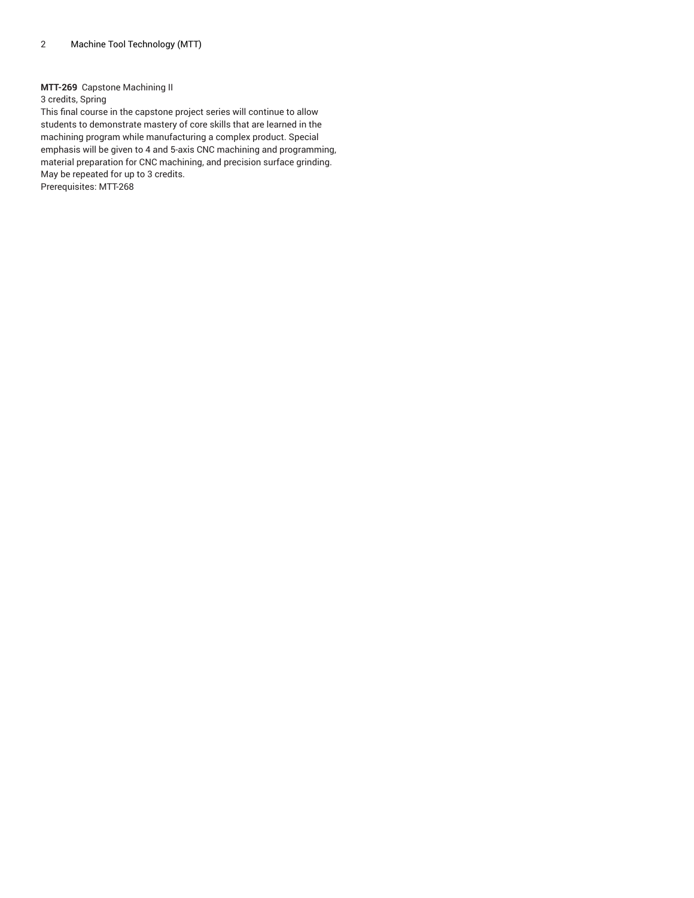**MTT-269** Capstone Machining II
3 credits, Spring
This final course in the capstone project series will continue to allow students to demonstrate mastery of core skills that are learned in the machining program while manufacturing a complex product. Special emphasis will be given to 4 and 5-axis CNC machining and programming, material preparation for CNC machining, and precision surface grinding. May be repeated for up to 3 credits.
Prerequisites: MTT-268